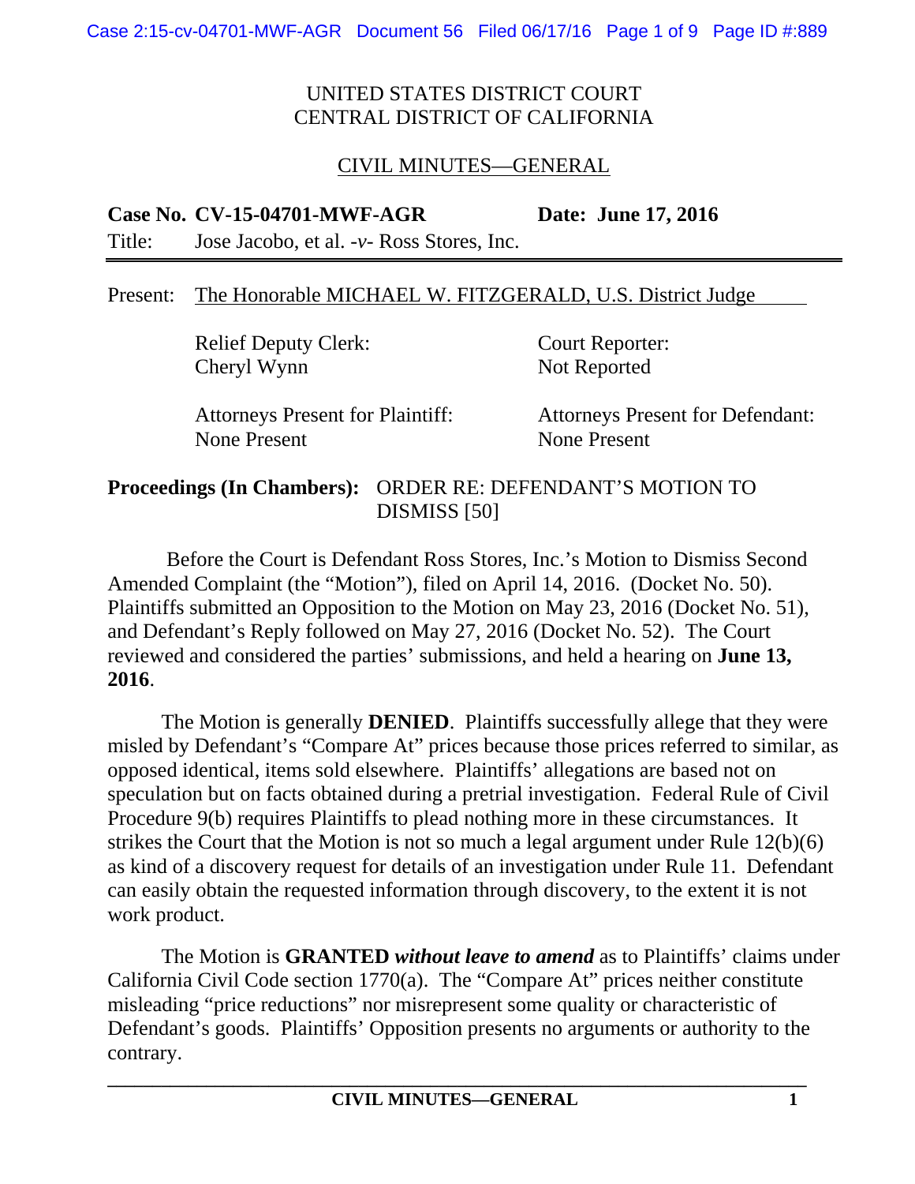UNITED STATES DISTRICT COURT
CENTRAL DISTRICT OF CALIFORNIA

CIVIL MINUTES—GENERAL

**Case No. CV-15-04701-MWF-AGR** **Date: June 17, 2016**

Title: Jose Jacobo, et al. -*v*- Ross Stores, Inc.

Present: The Honorable MICHAEL W. FITZGERALD, U.S. District Judge

| | |
|---|---|
| Relief Deputy Clerk: Cheryl Wynn | Court Reporter: Not Reported |
| Attorneys Present for Plaintiff: None Present | Attorneys Present for Defendant: None Present |

**Proceedings (In Chambers):** ORDER RE: DEFENDANT'S MOTION TO DISMISS [50]

Before the Court is Defendant Ross Stores, Inc.'s Motion to Dismiss Second Amended Complaint (the "Motion"), filed on April 14, 2016. (Docket No. 50). Plaintiffs submitted an Opposition to the Motion on May 23, 2016 (Docket No. 51), and Defendant's Reply followed on May 27, 2016 (Docket No. 52). The Court reviewed and considered the parties' submissions, and held a hearing on **June 13, 2016**.

The Motion is generally **DENIED**. Plaintiffs successfully allege that they were misled by Defendant's "Compare At" prices because those prices referred to similar, as opposed identical, items sold elsewhere. Plaintiffs' allegations are based not on speculation but on facts obtained during a pretrial investigation. Federal Rule of Civil Procedure 9(b) requires Plaintiffs to plead nothing more in these circumstances. It strikes the Court that the Motion is not so much a legal argument under Rule 12(b)(6) as kind of a discovery request for details of an investigation under Rule 11. Defendant can easily obtain the requested information through discovery, to the extent it is not work product.

The Motion is **GRANTED** ***without leave to amend*** as to Plaintiffs' claims under California Civil Code section 1770(a). The "Compare At" prices neither constitute misleading "price reductions" nor misrepresent some quality or characteristic of Defendant's goods. Plaintiffs' Opposition presents no arguments or authority to the contrary.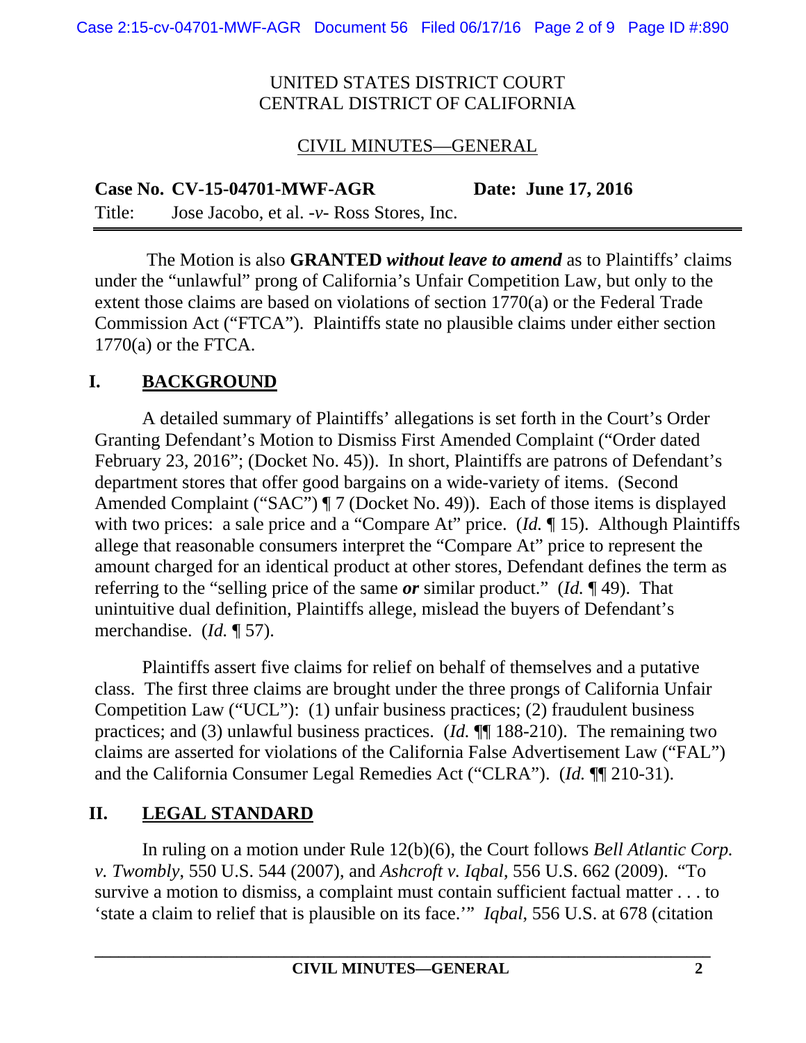UNITED STATES DISTRICT COURT
CENTRAL DISTRICT OF CALIFORNIA

CIVIL MINUTES—GENERAL

**Case No. CV-15-04701-MWF-AGR** **Date: June 17, 2016**

Title: Jose Jacobo, et al. -*v*- Ross Stores, Inc.

The Motion is also **GRANTED** ***without leave to amend*** as to Plaintiffs' claims under the "unlawful" prong of California's Unfair Competition Law, but only to the extent those claims are based on violations of section 1770(a) or the Federal Trade Commission Act ("FTCA"). Plaintiffs state no plausible claims under either section 1770(a) or the FTCA.

## I. BACKGROUND

A detailed summary of Plaintiffs' allegations is set forth in the Court's Order Granting Defendant's Motion to Dismiss First Amended Complaint ("Order dated February 23, 2016"; (Docket No. 45)). In short, Plaintiffs are patrons of Defendant's department stores that offer good bargains on a wide-variety of items. (Second Amended Complaint ("SAC") ¶ 7 (Docket No. 49)). Each of those items is displayed with two prices: a sale price and a "Compare At" price. (*Id.* ¶ 15). Although Plaintiffs allege that reasonable consumers interpret the "Compare At" price to represent the amount charged for an identical product at other stores, Defendant defines the term as referring to the "selling price of the same ***or*** similar product." (*Id.* ¶ 49). That unintuitive dual definition, Plaintiffs allege, mislead the buyers of Defendant's merchandise. (*Id.* ¶ 57).

Plaintiffs assert five claims for relief on behalf of themselves and a putative class. The first three claims are brought under the three prongs of California Unfair Competition Law ("UCL"): (1) unfair business practices; (2) fraudulent business practices; and (3) unlawful business practices. (*Id.* ¶¶ 188-210). The remaining two claims are asserted for violations of the California False Advertisement Law ("FAL") and the California Consumer Legal Remedies Act ("CLRA"). (*Id.* ¶¶ 210-31).

## II. LEGAL STANDARD

In ruling on a motion under Rule 12(b)(6), the Court follows *Bell Atlantic Corp. v. Twombly*, 550 U.S. 544 (2007), and *Ashcroft v. Iqbal*, 556 U.S. 662 (2009). "To survive a motion to dismiss, a complaint must contain sufficient factual matter . . . to 'state a claim to relief that is plausible on its face.'" *Iqbal*, 556 U.S. at 678 (citation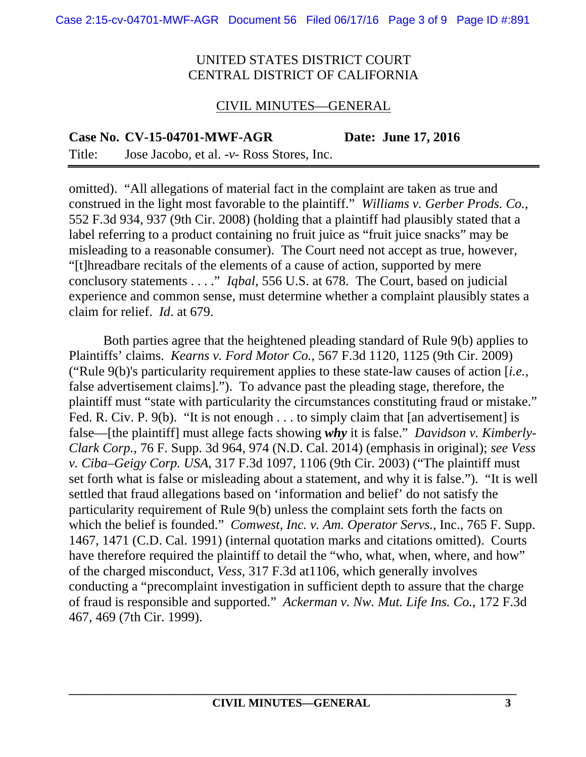UNITED STATES DISTRICT COURT
CENTRAL DISTRICT OF CALIFORNIA

CIVIL MINUTES—GENERAL

**Case No. CV-15-04701-MWF-AGR** **Date: June 17, 2016**

Title: Jose Jacobo, et al. -*v*- Ross Stores, Inc.

omitted). "All allegations of material fact in the complaint are taken as true and construed in the light most favorable to the plaintiff." *Williams v. Gerber Prods. Co.*, 552 F.3d 934, 937 (9th Cir. 2008) (holding that a plaintiff had plausibly stated that a label referring to a product containing no fruit juice as "fruit juice snacks" may be misleading to a reasonable consumer). The Court need not accept as true, however, "[t]hreadbare recitals of the elements of a cause of action, supported by mere conclusory statements . . . ." *Iqbal*, 556 U.S. at 678. The Court, based on judicial experience and common sense, must determine whether a complaint plausibly states a claim for relief. *Id*. at 679.

Both parties agree that the heightened pleading standard of Rule 9(b) applies to Plaintiffs' claims. *Kearns v. Ford Motor Co.*, 567 F.3d 1120, 1125 (9th Cir. 2009) ("Rule 9(b)'s particularity requirement applies to these state-law causes of action [*i.e.*, false advertisement claims]."). To advance past the pleading stage, therefore, the plaintiff must "state with particularity the circumstances constituting fraud or mistake." Fed. R. Civ. P. 9(b). "It is not enough . . . to simply claim that [an advertisement] is false—[the plaintiff] must allege facts showing ***why*** it is false." *Davidson v. Kimberly-Clark Corp.*, 76 F. Supp. 3d 964, 974 (N.D. Cal. 2014) (emphasis in original); *see Vess v. Ciba–Geigy Corp. USA*, 317 F.3d 1097, 1106 (9th Cir. 2003) ("The plaintiff must set forth what is false or misleading about a statement, and why it is false."). "It is well settled that fraud allegations based on 'information and belief' do not satisfy the particularity requirement of Rule 9(b) unless the complaint sets forth the facts on which the belief is founded." *Comwest, Inc. v. Am. Operator Servs.*, Inc., 765 F. Supp. 1467, 1471 (C.D. Cal. 1991) (internal quotation marks and citations omitted). Courts have therefore required the plaintiff to detail the "who, what, when, where, and how" of the charged misconduct, *Vess*, 317 F.3d at1106, which generally involves conducting a "precomplaint investigation in sufficient depth to assure that the charge of fraud is responsible and supported." *Ackerman v. Nw. Mut. Life Ins. Co.*, 172 F.3d 467, 469 (7th Cir. 1999).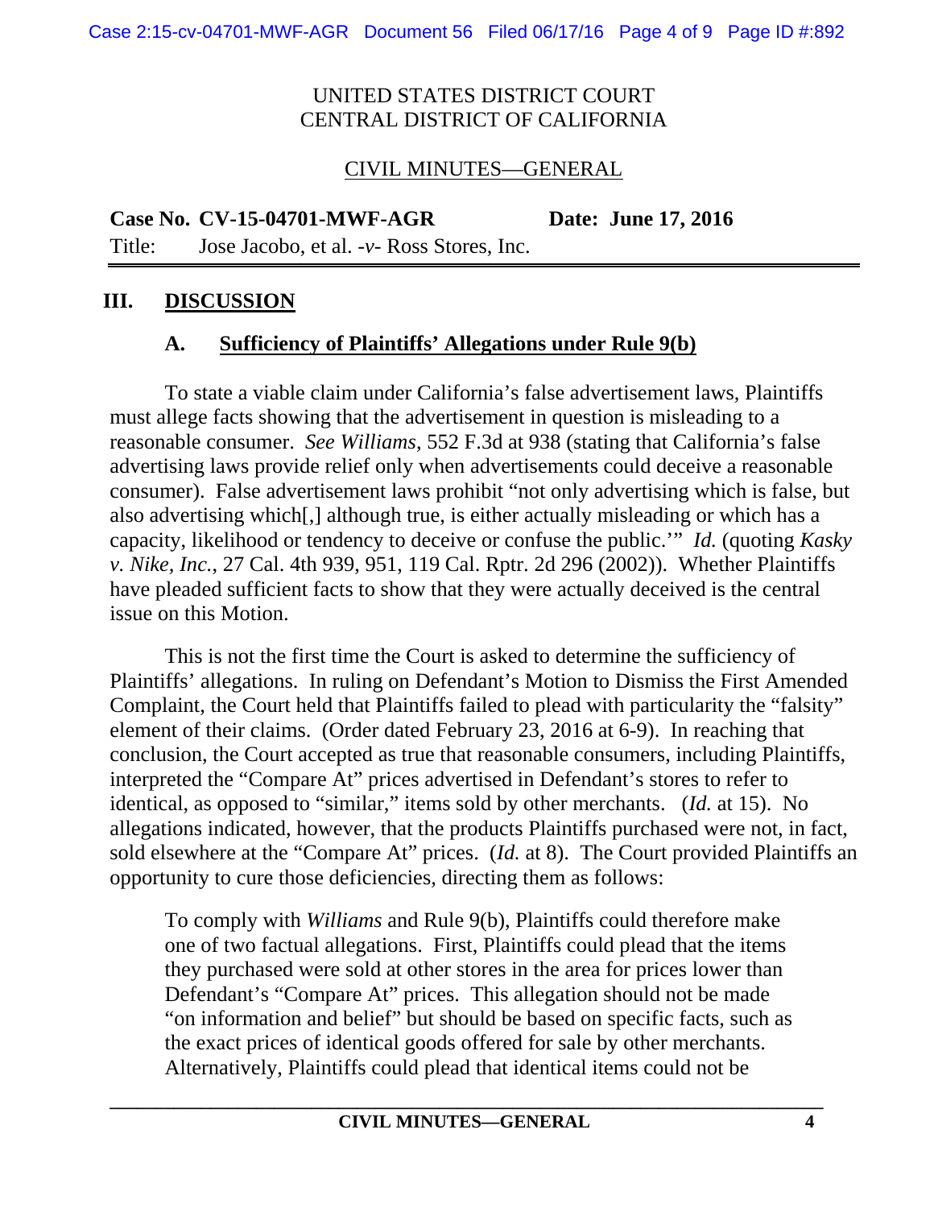UNITED STATES DISTRICT COURT
CENTRAL DISTRICT OF CALIFORNIA

CIVIL MINUTES—GENERAL

**Case No. CV-15-04701-MWF-AGR** **Date: June 17, 2016**

Title: Jose Jacobo, et al. -*v*- Ross Stores, Inc.

## III. DISCUSSION

### A. Sufficiency of Plaintiffs' Allegations under Rule 9(b)

To state a viable claim under California's false advertisement laws, Plaintiffs must allege facts showing that the advertisement in question is misleading to a reasonable consumer. *See Williams*, 552 F.3d at 938 (stating that California's false advertising laws provide relief only when advertisements could deceive a reasonable consumer). False advertisement laws prohibit "not only advertising which is false, but also advertising which[,] although true, is either actually misleading or which has a capacity, likelihood or tendency to deceive or confuse the public.'" *Id.* (quoting *Kasky v. Nike, Inc.*, 27 Cal. 4th 939, 951, 119 Cal. Rptr. 2d 296 (2002)). Whether Plaintiffs have pleaded sufficient facts to show that they were actually deceived is the central issue on this Motion.

This is not the first time the Court is asked to determine the sufficiency of Plaintiffs' allegations. In ruling on Defendant's Motion to Dismiss the First Amended Complaint, the Court held that Plaintiffs failed to plead with particularity the "falsity" element of their claims. (Order dated February 23, 2016 at 6-9). In reaching that conclusion, the Court accepted as true that reasonable consumers, including Plaintiffs, interpreted the "Compare At" prices advertised in Defendant's stores to refer to identical, as opposed to "similar," items sold by other merchants. (*Id.* at 15). No allegations indicated, however, that the products Plaintiffs purchased were not, in fact, sold elsewhere at the "Compare At" prices. (*Id.* at 8). The Court provided Plaintiffs an opportunity to cure those deficiencies, directing them as follows:

> To comply with *Williams* and Rule 9(b), Plaintiffs could therefore make one of two factual allegations. First, Plaintiffs could plead that the items they purchased were sold at other stores in the area for prices lower than Defendant's "Compare At" prices. This allegation should not be made "on information and belief" but should be based on specific facts, such as the exact prices of identical goods offered for sale by other merchants. Alternatively, Plaintiffs could plead that identical items could not be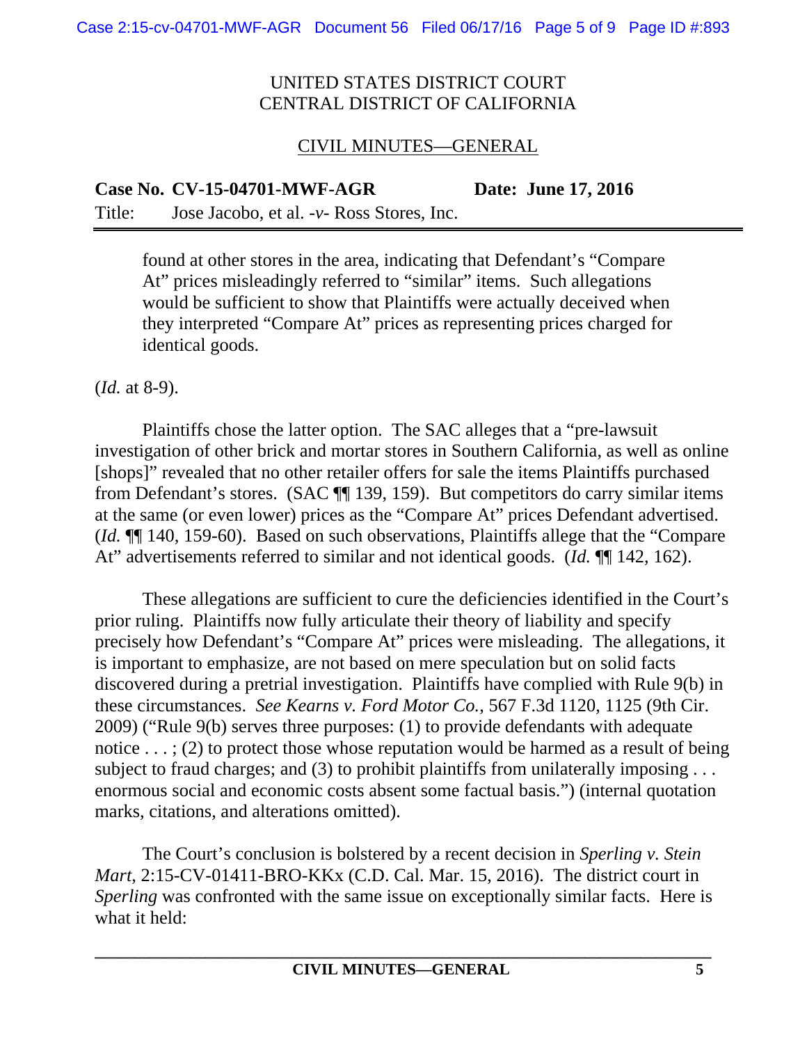found at other stores in the area, indicating that Defendant's "Compare At" prices misleadingly referred to "similar" items. Such allegations would be sufficient to show that Plaintiffs were actually deceived when they interpreted "Compare At" prices as representing prices charged for identical goods.

(*Id.* at 8-9).

Plaintiffs chose the latter option. The SAC alleges that a "pre-lawsuit investigation of other brick and mortar stores in Southern California, as well as online [shops]" revealed that no other retailer offers for sale the items Plaintiffs purchased from Defendant's stores. (SAC ¶¶ 139, 159). But competitors do carry similar items at the same (or even lower) prices as the "Compare At" prices Defendant advertised. (*Id.* ¶¶ 140, 159-60). Based on such observations, Plaintiffs allege that the "Compare At" advertisements referred to similar and not identical goods. (*Id.* ¶¶ 142, 162).

These allegations are sufficient to cure the deficiencies identified in the Court's prior ruling. Plaintiffs now fully articulate their theory of liability and specify precisely how Defendant's "Compare At" prices were misleading. The allegations, it is important to emphasize, are not based on mere speculation but on solid facts discovered during a pretrial investigation. Plaintiffs have complied with Rule 9(b) in these circumstances. *See Kearns v. Ford Motor Co.*, 567 F.3d 1120, 1125 (9th Cir. 2009) ("Rule 9(b) serves three purposes: (1) to provide defendants with adequate notice . . . ; (2) to protect those whose reputation would be harmed as a result of being subject to fraud charges; and (3) to prohibit plaintiffs from unilaterally imposing . . . enormous social and economic costs absent some factual basis.") (internal quotation marks, citations, and alterations omitted).

The Court's conclusion is bolstered by a recent decision in *Sperling v. Stein Mart*, 2:15-CV-01411-BRO-KKx (C.D. Cal. Mar. 15, 2016). The district court in *Sperling* was confronted with the same issue on exceptionally similar facts. Here is what it held: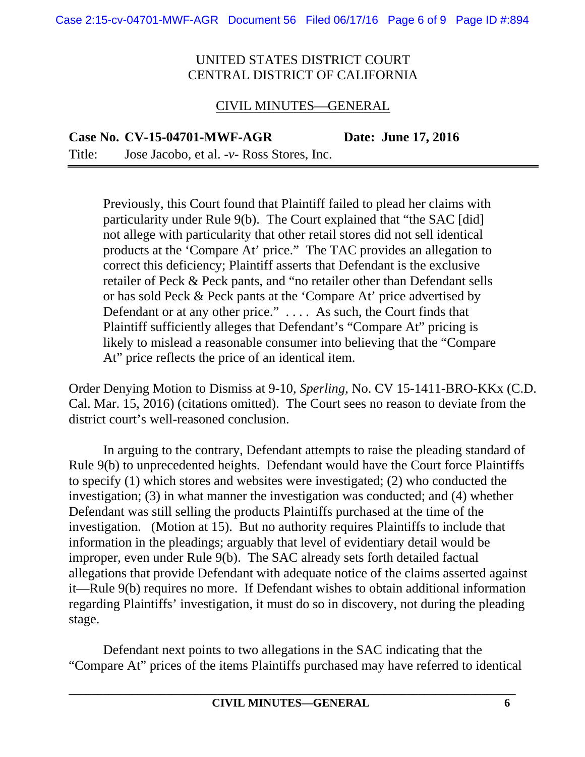UNITED STATES DISTRICT COURT
CENTRAL DISTRICT OF CALIFORNIA

CIVIL MINUTES—GENERAL

**Case No. CV-15-04701-MWF-AGR** **Date: June 17, 2016**

Title: Jose Jacobo, et al. -*v*- Ross Stores, Inc.

> Previously, this Court found that Plaintiff failed to plead her claims with particularity under Rule 9(b). The Court explained that "the SAC [did] not allege with particularity that other retail stores did not sell identical products at the 'Compare At' price." The TAC provides an allegation to correct this deficiency; Plaintiff asserts that Defendant is the exclusive retailer of Peck & Peck pants, and "no retailer other than Defendant sells or has sold Peck & Peck pants at the 'Compare At' price advertised by Defendant or at any other price." . . . . As such, the Court finds that Plaintiff sufficiently alleges that Defendant's "Compare At" pricing is likely to mislead a reasonable consumer into believing that the "Compare At" price reflects the price of an identical item.

Order Denying Motion to Dismiss at 9-10, *Sperling*, No. CV 15-1411-BRO-KKx (C.D. Cal. Mar. 15, 2016) (citations omitted). The Court sees no reason to deviate from the district court's well-reasoned conclusion.

In arguing to the contrary, Defendant attempts to raise the pleading standard of Rule 9(b) to unprecedented heights. Defendant would have the Court force Plaintiffs to specify (1) which stores and websites were investigated; (2) who conducted the investigation; (3) in what manner the investigation was conducted; and (4) whether Defendant was still selling the products Plaintiffs purchased at the time of the investigation. (Motion at 15). But no authority requires Plaintiffs to include that information in the pleadings; arguably that level of evidentiary detail would be improper, even under Rule 9(b). The SAC already sets forth detailed factual allegations that provide Defendant with adequate notice of the claims asserted against it—Rule 9(b) requires no more. If Defendant wishes to obtain additional information regarding Plaintiffs' investigation, it must do so in discovery, not during the pleading stage.

Defendant next points to two allegations in the SAC indicating that the "Compare At" prices of the items Plaintiffs purchased may have referred to identical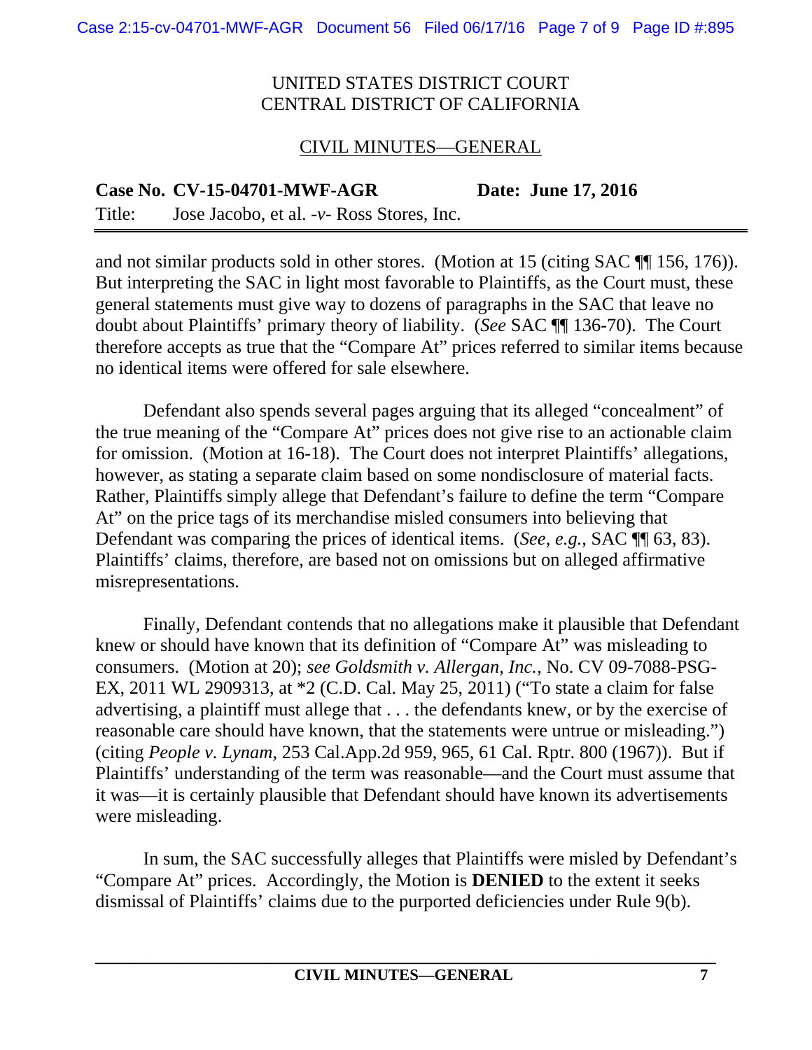UNITED STATES DISTRICT COURT
CENTRAL DISTRICT OF CALIFORNIA

CIVIL MINUTES—GENERAL

**Case No. CV-15-04701-MWF-AGR** **Date: June 17, 2016**

Title: Jose Jacobo, et al. -*v*- Ross Stores, Inc.

and not similar products sold in other stores. (Motion at 15 (citing SAC ¶¶ 156, 176)). But interpreting the SAC in light most favorable to Plaintiffs, as the Court must, these general statements must give way to dozens of paragraphs in the SAC that leave no doubt about Plaintiffs' primary theory of liability. (*See* SAC ¶¶ 136-70). The Court therefore accepts as true that the "Compare At" prices referred to similar items because no identical items were offered for sale elsewhere.

Defendant also spends several pages arguing that its alleged "concealment" of the true meaning of the "Compare At" prices does not give rise to an actionable claim for omission. (Motion at 16-18). The Court does not interpret Plaintiffs' allegations, however, as stating a separate claim based on some nondisclosure of material facts. Rather, Plaintiffs simply allege that Defendant's failure to define the term "Compare At" on the price tags of its merchandise misled consumers into believing that Defendant was comparing the prices of identical items. (*See, e.g.,* SAC ¶¶ 63, 83). Plaintiffs' claims, therefore, are based not on omissions but on alleged affirmative misrepresentations.

Finally, Defendant contends that no allegations make it plausible that Defendant knew or should have known that its definition of "Compare At" was misleading to consumers. (Motion at 20); *see Goldsmith v. Allergan, Inc.*, No. CV 09-7088-PSG-EX, 2011 WL 2909313, at *2 (C.D. Cal. May 25, 2011) ("To state a claim for false advertising, a plaintiff must allege that . . . the defendants knew, or by the exercise of reasonable care should have known, that the statements were untrue or misleading.") (citing *People v. Lynam*, 253 Cal.App.2d 959, 965, 61 Cal. Rptr. 800 (1967)). But if Plaintiffs' understanding of the term was reasonable—and the Court must assume that it was—it is certainly plausible that Defendant should have known its advertisements were misleading.

In sum, the SAC successfully alleges that Plaintiffs were misled by Defendant's "Compare At" prices. Accordingly, the Motion is **DENIED** to the extent it seeks dismissal of Plaintiffs' claims due to the purported deficiencies under Rule 9(b).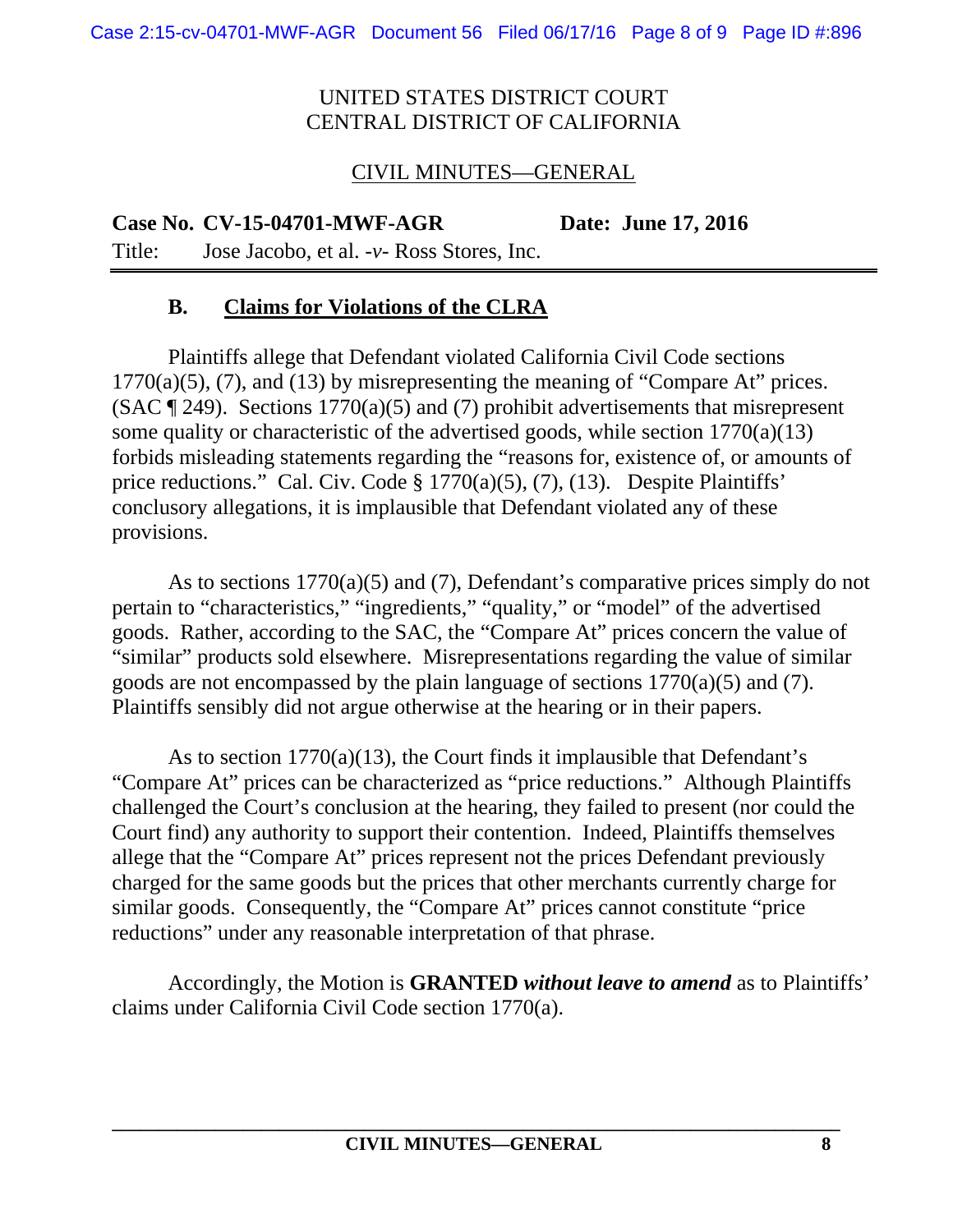UNITED STATES DISTRICT COURT
CENTRAL DISTRICT OF CALIFORNIA

CIVIL MINUTES—GENERAL

**Case No. CV-15-04701-MWF-AGR** **Date: June 17, 2016**

Title: Jose Jacobo, et al. *-v-* Ross Stores, Inc.

---

### B. Claims for Violations of the CLRA

Plaintiffs allege that Defendant violated California Civil Code sections 1770(a)(5), (7), and (13) by misrepresenting the meaning of "Compare At" prices. (SAC ¶ 249). Sections 1770(a)(5) and (7) prohibit advertisements that misrepresent some quality or characteristic of the advertised goods, while section 1770(a)(13) forbids misleading statements regarding the "reasons for, existence of, or amounts of price reductions." Cal. Civ. Code § 1770(a)(5), (7), (13). Despite Plaintiffs' conclusory allegations, it is implausible that Defendant violated any of these provisions.

As to sections 1770(a)(5) and (7), Defendant's comparative prices simply do not pertain to "characteristics," "ingredients," "quality," or "model" of the advertised goods. Rather, according to the SAC, the "Compare At" prices concern the value of "similar" products sold elsewhere. Misrepresentations regarding the value of similar goods are not encompassed by the plain language of sections 1770(a)(5) and (7). Plaintiffs sensibly did not argue otherwise at the hearing or in their papers.

As to section 1770(a)(13), the Court finds it implausible that Defendant's "Compare At" prices can be characterized as "price reductions." Although Plaintiffs challenged the Court's conclusion at the hearing, they failed to present (nor could the Court find) any authority to support their contention. Indeed, Plaintiffs themselves allege that the "Compare At" prices represent not the prices Defendant previously charged for the same goods but the prices that other merchants currently charge for similar goods. Consequently, the "Compare At" prices cannot constitute "price reductions" under any reasonable interpretation of that phrase.

Accordingly, the Motion is **GRANTED** ***without leave to amend*** as to Plaintiffs' claims under California Civil Code section 1770(a).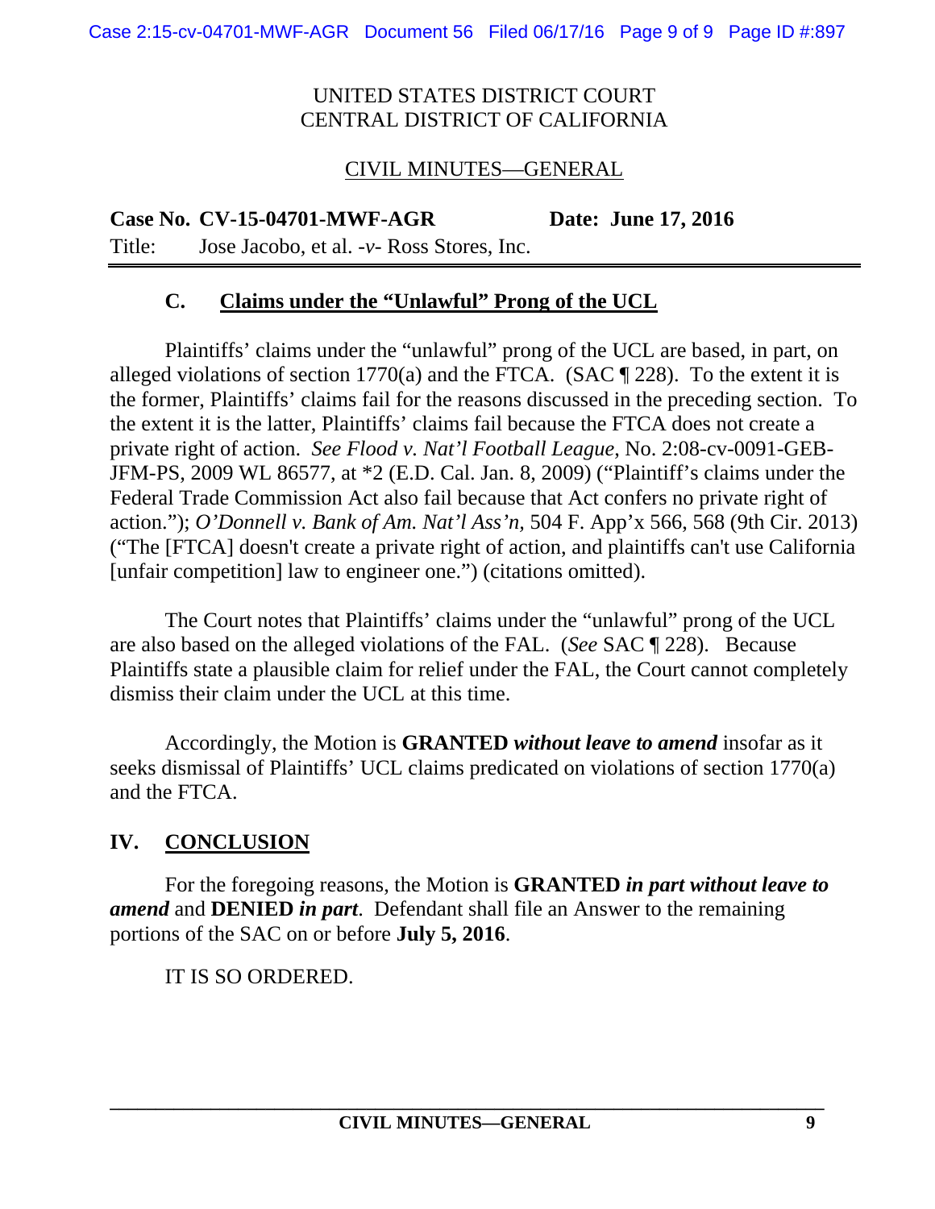UNITED STATES DISTRICT COURT
CENTRAL DISTRICT OF CALIFORNIA

CIVIL MINUTES—GENERAL

**Case No. CV-15-04701-MWF-AGR** **Date: June 17, 2016**

Title: Jose Jacobo, et al. -*v*- Ross Stores, Inc.

### C. Claims under the "Unlawful" Prong of the UCL

Plaintiffs' claims under the "unlawful" prong of the UCL are based, in part, on alleged violations of section 1770(a) and the FTCA. (SAC ¶ 228). To the extent it is the former, Plaintiffs' claims fail for the reasons discussed in the preceding section. To the extent it is the latter, Plaintiffs' claims fail because the FTCA does not create a private right of action. *See Flood v. Nat'l Football League,* No. 2:08-cv-0091-GEB-JFM-PS, 2009 WL 86577, at *2 (E.D. Cal. Jan. 8, 2009) ("Plaintiff's claims under the Federal Trade Commission Act also fail because that Act confers no private right of action."); *O'Donnell v. Bank of Am. Nat'l Ass'n,* 504 F. App'x 566, 568 (9th Cir. 2013) ("The [FTCA] doesn't create a private right of action, and plaintiffs can't use California [unfair competition] law to engineer one.") (citations omitted).

The Court notes that Plaintiffs' claims under the "unlawful" prong of the UCL are also based on the alleged violations of the FAL. (*See* SAC ¶ 228). Because Plaintiffs state a plausible claim for relief under the FAL, the Court cannot completely dismiss their claim under the UCL at this time.

Accordingly, the Motion is **GRANTED** ***without leave to amend*** insofar as it seeks dismissal of Plaintiffs' UCL claims predicated on violations of section 1770(a) and the FTCA.

## IV. CONCLUSION

For the foregoing reasons, the Motion is **GRANTED** ***in part without leave to amend*** and **DENIED** ***in part***. Defendant shall file an Answer to the remaining portions of the SAC on or before **July 5, 2016**.

IT IS SO ORDERED.